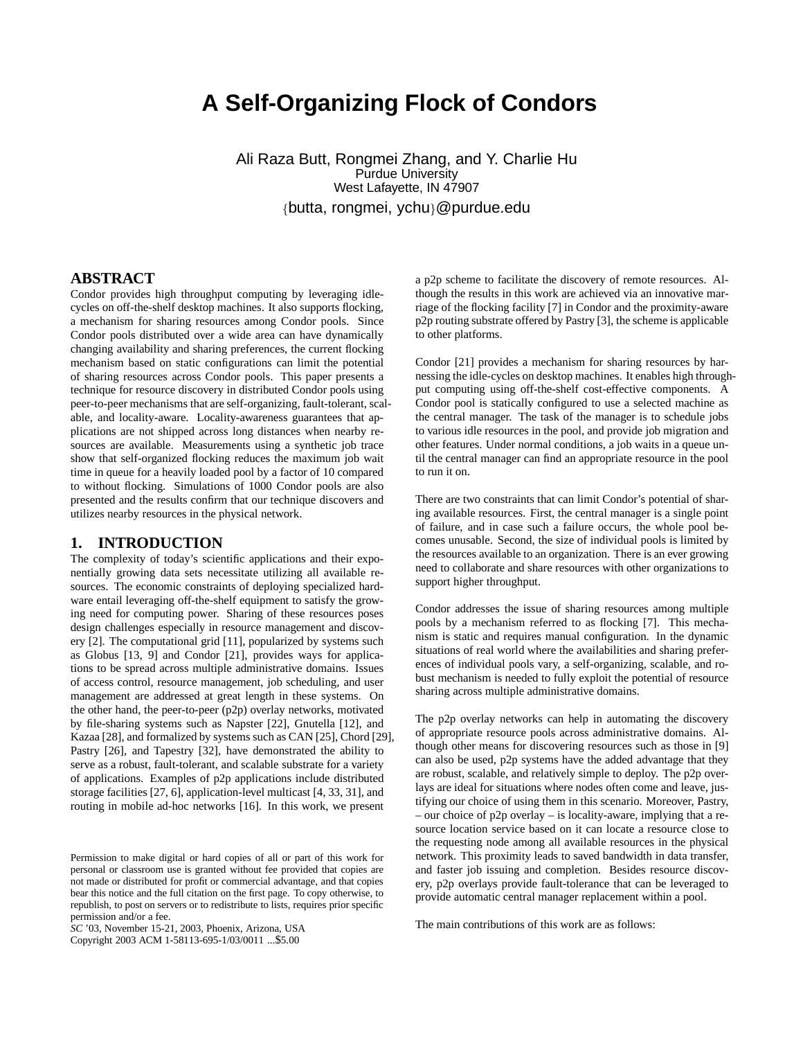# A Self-Organizing Flock of Condors

Ali Raza Butt, Rongmei Zhang, and Y. Charlie Hu
Purdue University
West Lafayette, IN 47907
{butta, rongmei, ychu}@purdue.edu

## ABSTRACT

Condor provides high throughput computing by leveraging idle-cycles on off-the-shelf desktop machines. It also supports flocking, a mechanism for sharing resources among Condor pools. Since Condor pools distributed over a wide area can have dynamically changing availability and sharing preferences, the current flocking mechanism based on static configurations can limit the potential of sharing resources across Condor pools. This paper presents a technique for resource discovery in distributed Condor pools using peer-to-peer mechanisms that are self-organizing, fault-tolerant, scalable, and locality-aware. Locality-awareness guarantees that applications are not shipped across long distances when nearby resources are available. Measurements using a synthetic job trace show that self-organized flocking reduces the maximum job wait time in queue for a heavily loaded pool by a factor of 10 compared to without flocking. Simulations of 1000 Condor pools are also presented and the results confirm that our technique discovers and utilizes nearby resources in the physical network.

## 1. INTRODUCTION

The complexity of today's scientific applications and their exponentially growing data sets necessitate utilizing all available resources. The economic constraints of deploying specialized hardware entail leveraging off-the-shelf equipment to satisfy the growing need for computing power. Sharing of these resources poses design challenges especially in resource management and discovery [2]. The computational grid [11], popularized by systems such as Globus [13, 9] and Condor [21], provides ways for applications to be spread across multiple administrative domains. Issues of access control, resource management, job scheduling, and user management are addressed at great length in these systems. On the other hand, the peer-to-peer (p2p) overlay networks, motivated by file-sharing systems such as Napster [22], Gnutella [12], and Kazaa [28], and formalized by systems such as CAN [25], Chord [29], Pastry [26], and Tapestry [32], have demonstrated the ability to serve as a robust, fault-tolerant, and scalable substrate for a variety of applications. Examples of p2p applications include distributed storage facilities [27, 6], application-level multicast [4, 33, 31], and routing in mobile ad-hoc networks [16]. In this work, we present a p2p scheme to facilitate the discovery of remote resources. Although the results in this work are achieved via an innovative marriage of the flocking facility [7] in Condor and the proximity-aware p2p routing substrate offered by Pastry [3], the scheme is applicable to other platforms.

Permission to make digital or hard copies of all or part of this work for personal or classroom use is granted without fee provided that copies are not made or distributed for profit or commercial advantage, and that copies bear this notice and the full citation on the first page. To copy otherwise, to republish, to post on servers or to redistribute to lists, requires prior specific permission and/or a fee.
*SC* '03, November 15-21, 2003, Phoenix, Arizona, USA
Copyright 2003 ACM 1-58113-695-1/03/0011 ...$5.00

Condor [21] provides a mechanism for sharing resources by harnessing the idle-cycles on desktop machines. It enables high throughput computing using off-the-shelf cost-effective components. A Condor pool is statically configured to use a selected machine as the central manager. The task of the manager is to schedule jobs to various idle resources in the pool, and provide job migration and other features. Under normal conditions, a job waits in a queue until the central manager can find an appropriate resource in the pool to run it on.

There are two constraints that can limit Condor's potential of sharing available resources. First, the central manager is a single point of failure, and in case such a failure occurs, the whole pool becomes unusable. Second, the size of individual pools is limited by the resources available to an organization. There is an ever growing need to collaborate and share resources with other organizations to support higher throughput.

Condor addresses the issue of sharing resources among multiple pools by a mechanism referred to as flocking [7]. This mechanism is static and requires manual configuration. In the dynamic situations of real world where the availabilities and sharing preferences of individual pools vary, a self-organizing, scalable, and robust mechanism is needed to fully exploit the potential of resource sharing across multiple administrative domains.

The p2p overlay networks can help in automating the discovery of appropriate resource pools across administrative domains. Although other means for discovering resources such as those in [9] can also be used, p2p systems have the added advantage that they are robust, scalable, and relatively simple to deploy. The p2p overlays are ideal for situations where nodes often come and leave, justifying our choice of using them in this scenario. Moreover, Pastry, – our choice of p2p overlay – is locality-aware, implying that a resource location service based on it can locate a resource close to the requesting node among all available resources in the physical network. This proximity leads to saved bandwidth in data transfer, and faster job issuing and completion. Besides resource discovery, p2p overlays provide fault-tolerance that can be leveraged to provide automatic central manager replacement within a pool.

The main contributions of this work are as follows: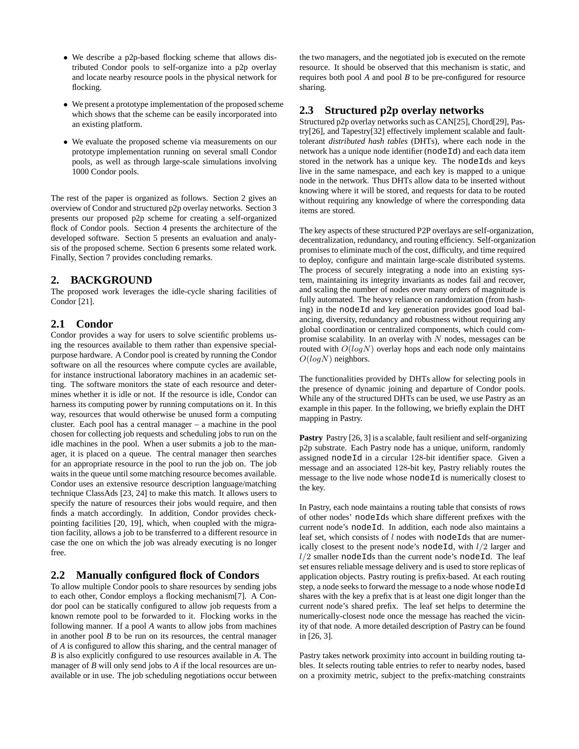- We describe a p2p-based flocking scheme that allows distributed Condor pools to self-organize into a p2p overlay and locate nearby resource pools in the physical network for flocking.
- We present a prototype implementation of the proposed scheme which shows that the scheme can be easily incorporated into an existing platform.
- We evaluate the proposed scheme via measurements on our prototype implementation running on several small Condor pools, as well as through large-scale simulations involving 1000 Condor pools.

The rest of the paper is organized as follows. Section 2 gives an overview of Condor and structured p2p overlay networks. Section 3 presents our proposed p2p scheme for creating a self-organized flock of Condor pools. Section 4 presents the architecture of the developed software. Section 5 presents an evaluation and analysis of the proposed scheme. Section 6 presents some related work. Finally, Section 7 provides concluding remarks.

## 2. BACKGROUND

The proposed work leverages the idle-cycle sharing facilities of Condor [21].

### 2.1 Condor

Condor provides a way for users to solve scientific problems using the resources available to them rather than expensive special-purpose hardware. A Condor pool is created by running the Condor software on all the resources where compute cycles are available, for instance instructional laboratory machines in an academic setting. The software monitors the state of each resource and determines whether it is idle or not. If the resource is idle, Condor can harness its computing power by running computations on it. In this way, resources that would otherwise be unused form a computing cluster. Each pool has a central manager – a machine in the pool chosen for collecting job requests and scheduling jobs to run on the idle machines in the pool. When a user submits a job to the manager, it is placed on a queue. The central manager then searches for an appropriate resource in the pool to run the job on. The job waits in the queue until some matching resource becomes available. Condor uses an extensive resource description language/matching technique ClassAds [23, 24] to make this match. It allows users to specify the nature of resources their jobs would require, and then finds a match accordingly. In addition, Condor provides checkpointing facilities [20, 19], which, when coupled with the migration facility, allows a job to be transferred to a different resource in case the one on which the job was already executing is no longer free.

### 2.2 Manually configured flock of Condors

To allow multiple Condor pools to share resources by sending jobs to each other, Condor employs a flocking mechanism[7]. A Condor pool can be statically configured to allow job requests from a known remote pool to be forwarded to it. Flocking works in the following manner. If a pool *A* wants to allow jobs from machines in another pool *B* to be run on its resources, the central manager of *A* is configured to allow this sharing, and the central manager of *B* is also explicitly configured to use resources available in *A*. The manager of *B* will only send jobs to *A* if the local resources are unavailable or in use. The job scheduling negotiations occur between the two managers, and the negotiated job is executed on the remote resource. It should be observed that this mechanism is static, and requires both pool *A* and pool *B* to be pre-configured for resource sharing.

### 2.3 Structured p2p overlay networks

Structured p2p overlay networks such as CAN[25], Chord[29], Pastry[26], and Tapestry[32] effectively implement scalable and fault-tolerant *distributed hash tables* (DHTs), where each node in the network has a unique node identifier (`nodeId`) and each data item stored in the network has a unique key. The `nodeId`s and keys live in the same namespace, and each key is mapped to a unique node in the network. Thus DHTs allow data to be inserted without knowing where it will be stored, and requests for data to be routed without requiring any knowledge of where the corresponding data items are stored.

The key aspects of these structured P2P overlays are self-organization, decentralization, redundancy, and routing efficiency. Self-organization promises to eliminate much of the cost, difficulty, and time required to deploy, configure and maintain large-scale distributed systems. The process of securely integrating a node into an existing system, maintaining its integrity invariants as nodes fail and recover, and scaling the number of nodes over many orders of magnitude is fully automated. The heavy reliance on randomization (from hashing) in the `nodeId` and key generation provides good load balancing, diversity, redundancy and robustness without requiring any global coordination or centralized components, which could compromise scalability. In an overlay with $N$ nodes, messages can be routed with $O(logN)$ overlay hops and each node only maintains $O(logN)$ neighbors.

The functionalities provided by DHTs allow for selecting pools in the presence of dynamic joining and departure of Condor pools. While any of the structured DHTs can be used, we use Pastry as an example in this paper. In the following, we briefly explain the DHT mapping in Pastry.

**Pastry** Pastry [26, 3] is a scalable, fault resilient and self-organizing p2p substrate. Each Pastry node has a unique, uniform, randomly assigned `nodeId` in a circular $128$-bit identifier space. Given a message and an associated $128$-bit key, Pastry reliably routes the message to the live node whose `nodeId` is numerically closest to the key.

In Pastry, each node maintains a routing table that consists of rows of other nodes' `nodeId`s which share different prefixes with the current node's `nodeId`. In addition, each node also maintains a leaf set, which consists of $l$ nodes with `nodeId`s that are numerically closest to the present node's `nodeId`, with $l/2$ larger and $l/2$ smaller `nodeId`s than the current node's `nodeId`. The leaf set ensures reliable message delivery and is used to store replicas of application objects. Pastry routing is prefix-based. At each routing step, a node seeks to forward the message to a node whose `nodeId` shares with the key a prefix that is at least one digit longer than the current node's shared prefix. The leaf set helps to determine the numerically-closest node once the message has reached the vicinity of that node. A more detailed description of Pastry can be found in [26, 3].

Pastry takes network proximity into account in building routing tables. It selects routing table entries to refer to nearby nodes, based on a proximity metric, subject to the prefix-matching constraints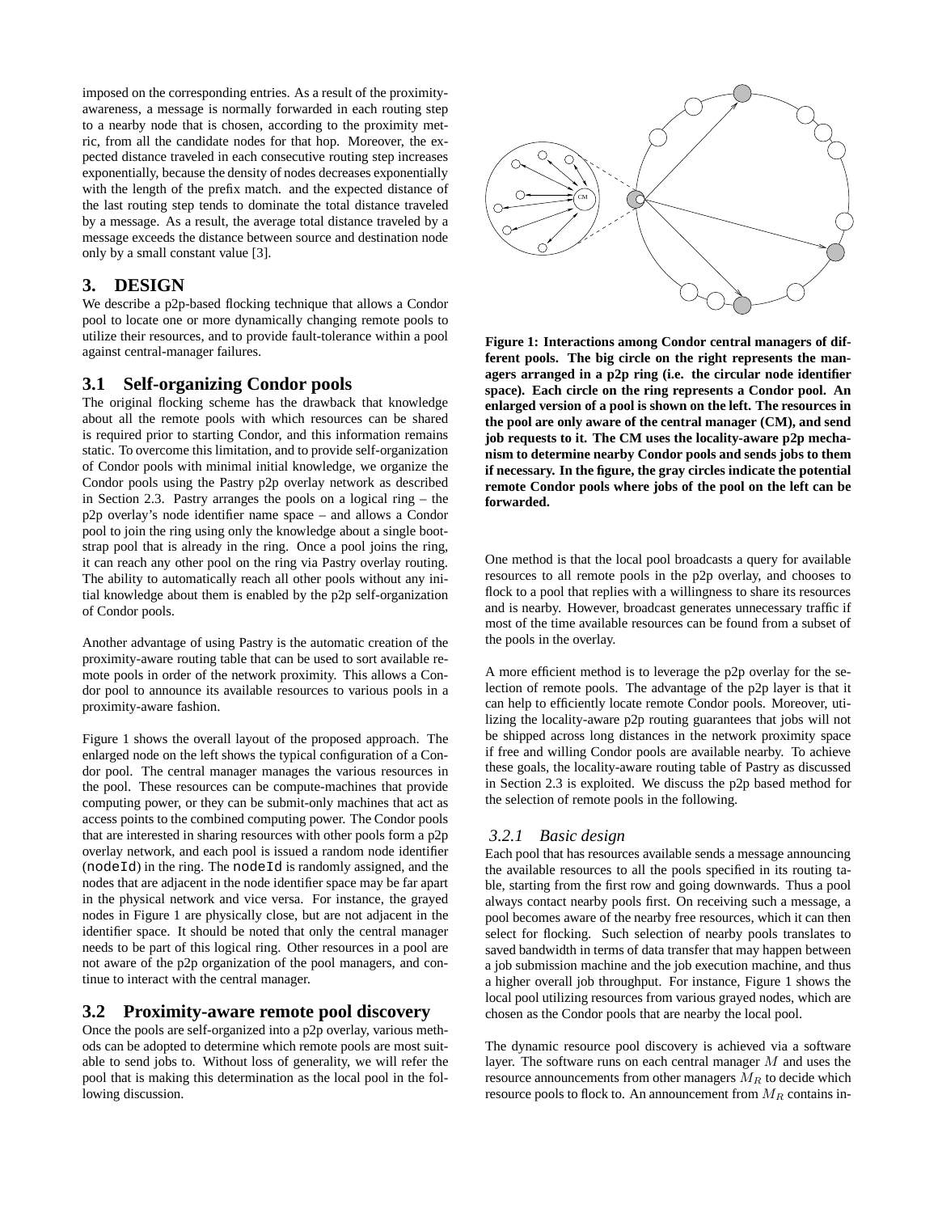imposed on the corresponding entries. As a result of the proximity-awareness, a message is normally forwarded in each routing step to a nearby node that is chosen, according to the proximity metric, from all the candidate nodes for that hop. Moreover, the expected distance traveled in each consecutive routing step increases exponentially, because the density of nodes decreases exponentially with the length of the prefix match. and the expected distance of the last routing step tends to dominate the total distance traveled by a message. As a result, the average total distance traveled by a message exceeds the distance between source and destination node only by a small constant value [3].

## 3. DESIGN

We describe a p2p-based flocking technique that allows a Condor pool to locate one or more dynamically changing remote pools to utilize their resources, and to provide fault-tolerance within a pool against central-manager failures.

### 3.1 Self-organizing Condor pools

The original flocking scheme has the drawback that knowledge about all the remote pools with which resources can be shared is required prior to starting Condor, and this information remains static. To overcome this limitation, and to provide self-organization of Condor pools with minimal initial knowledge, we organize the Condor pools using the Pastry p2p overlay network as described in Section 2.3. Pastry arranges the pools on a logical ring – the p2p overlay's node identifier name space – and allows a Condor pool to join the ring using only the knowledge about a single bootstrap pool that is already in the ring. Once a pool joins the ring, it can reach any other pool on the ring via Pastry overlay routing. The ability to automatically reach all other pools without any initial knowledge about them is enabled by the p2p self-organization of Condor pools.

Another advantage of using Pastry is the automatic creation of the proximity-aware routing table that can be used to sort available remote pools in order of the network proximity. This allows a Condor pool to announce its available resources to various pools in a proximity-aware fashion.

Figure 1 shows the overall layout of the proposed approach. The enlarged node on the left shows the typical configuration of a Condor pool. The central manager manages the various resources in the pool. These resources can be compute-machines that provide computing power, or they can be submit-only machines that act as access points to the combined computing power. The Condor pools that are interested in sharing resources with other pools form a p2p overlay network, and each pool is issued a random node identifier (`nodeId`) in the ring. The `nodeId` is randomly assigned, and the nodes that are adjacent in the node identifier space may be far apart in the physical network and vice versa. For instance, the grayed nodes in Figure 1 are physically close, but are not adjacent in the identifier space. It should be noted that only the central manager needs to be part of this logical ring. Other resources in a pool are not aware of the p2p organization of the pool managers, and continue to interact with the central manager.

### 3.2 Proximity-aware remote pool discovery

Once the pools are self-organized into a p2p overlay, various methods can be adopted to determine which remote pools are most suitable to send jobs to. Without loss of generality, we will refer the pool that is making this determination as the local pool in the following discussion.

CM

**Figure 1: Interactions among Condor central managers of different pools. The big circle on the right represents the managers arranged in a p2p ring (i.e. the circular node identifier space). Each circle on the ring represents a Condor pool. An enlarged version of a pool is shown on the left. The resources in the pool are only aware of the central manager (CM), and send job requests to it. The CM uses the locality-aware p2p mechanism to determine nearby Condor pools and sends jobs to them if necessary. In the figure, the gray circles indicate the potential remote Condor pools where jobs of the pool on the left can be forwarded.**

One method is that the local pool broadcasts a query for available resources to all remote pools in the p2p overlay, and chooses to flock to a pool that replies with a willingness to share its resources and is nearby. However, broadcast generates unnecessary traffic if most of the time available resources can be found from a subset of the pools in the overlay.

A more efficient method is to leverage the p2p overlay for the selection of remote pools. The advantage of the p2p layer is that it can help to efficiently locate remote Condor pools. Moreover, utilizing the locality-aware p2p routing guarantees that jobs will not be shipped across long distances in the network proximity space if free and willing Condor pools are available nearby. To achieve these goals, the locality-aware routing table of Pastry as discussed in Section 2.3 is exploited. We discuss the p2p based method for the selection of remote pools in the following.

#### 3.2.1 Basic design

Each pool that has resources available sends a message announcing the available resources to all the pools specified in its routing table, starting from the first row and going downwards. Thus a pool always contact nearby pools first. On receiving such a message, a pool becomes aware of the nearby free resources, which it can then select for flocking. Such selection of nearby pools translates to saved bandwidth in terms of data transfer that may happen between a job submission machine and the job execution machine, and thus a higher overall job throughput. For instance, Figure 1 shows the local pool utilizing resources from various grayed nodes, which are chosen as the Condor pools that are nearby the local pool.

The dynamic resource pool discovery is achieved via a software layer. The software runs on each central manager $M$ and uses the resource announcements from other managers $M_R$ to decide which resource pools to flock to. An announcement from $M_R$ contains in-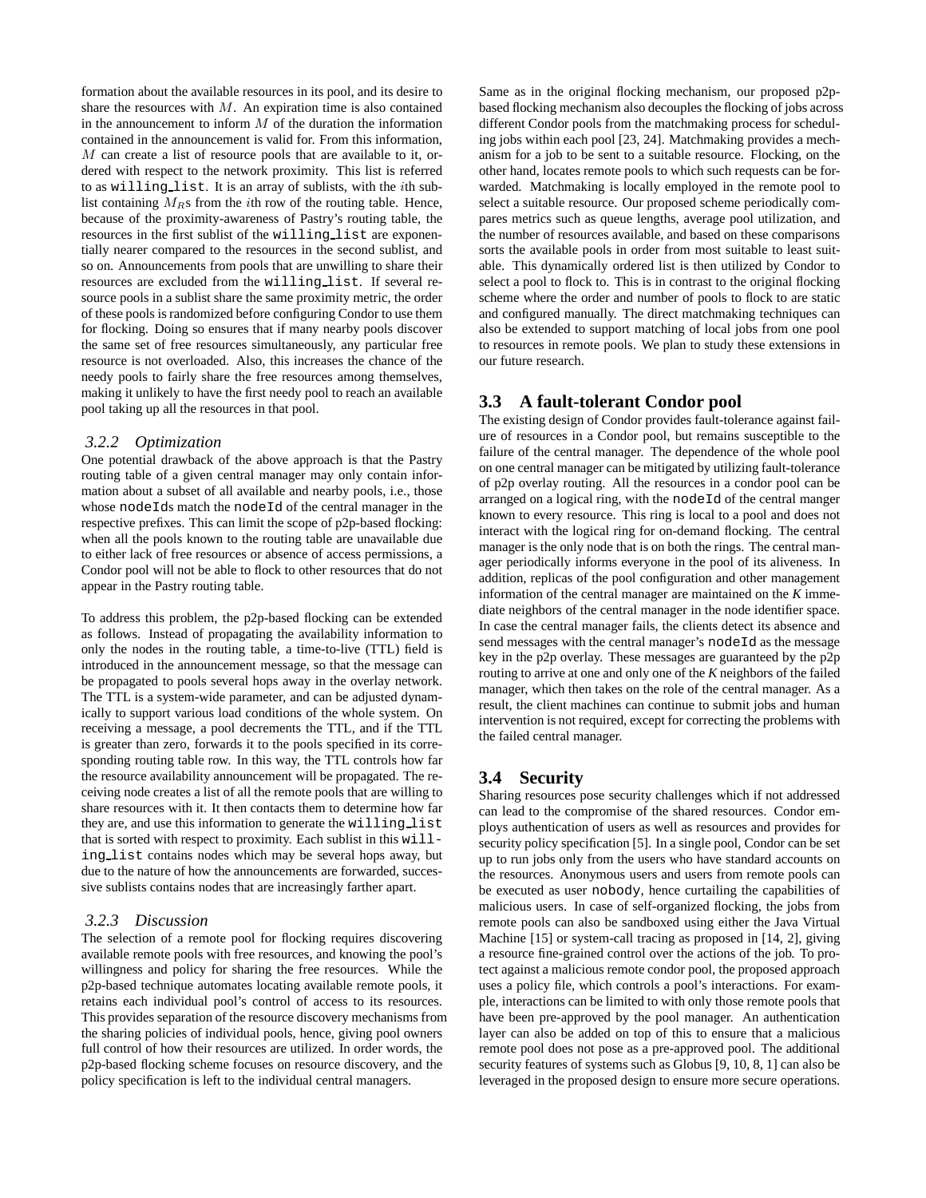formation about the available resources in its pool, and its desire to share the resources with $M$. An expiration time is also contained in the announcement to inform $M$ of the duration the information contained in the announcement is valid for. From this information, $M$ can create a list of resource pools that are available to it, ordered with respect to the network proximity. This list is referred to as `willing_list`. It is an array of sublists, with the $i$th sublist containing $M_R$s from the $i$th row of the routing table. Hence, because of the proximity-awareness of Pastry's routing table, the resources in the first sublist of the `willing_list` are exponentially nearer compared to the resources in the second sublist, and so on. Announcements from pools that are unwilling to share their resources are excluded from the `willing_list`. If several resource pools in a sublist share the same proximity metric, the order of these pools is randomized before configuring Condor to use them for flocking. Doing so ensures that if many nearby pools discover the same set of free resources simultaneously, any particular free resource is not overloaded. Also, this increases the chance of the needy pools to fairly share the free resources among themselves, making it unlikely to have the first needy pool to reach an available pool taking up all the resources in that pool.

### 3.2.2 Optimization

One potential drawback of the above approach is that the Pastry routing table of a given central manager may only contain information about a subset of all available and nearby pools, i.e., those whose `nodeId`s match the `nodeId` of the central manager in the respective prefixes. This can limit the scope of p2p-based flocking: when all the pools known to the routing table are unavailable due to either lack of free resources or absence of access permissions, a Condor pool will not be able to flock to other resources that do not appear in the Pastry routing table.

To address this problem, the p2p-based flocking can be extended as follows. Instead of propagating the availability information to only the nodes in the routing table, a time-to-live (TTL) field is introduced in the announcement message, so that the message can be propagated to pools several hops away in the overlay network. The TTL is a system-wide parameter, and can be adjusted dynamically to support various load conditions of the whole system. On receiving a message, a pool decrements the TTL, and if the TTL is greater than zero, forwards it to the pools specified in its corresponding routing table row. In this way, the TTL controls how far the resource availability announcement will be propagated. The receiving node creates a list of all the remote pools that are willing to share resources with it. It then contacts them to determine how far they are, and use this information to generate the `willing_list` that is sorted with respect to proximity. Each sublist in this `willing_list` contains nodes which may be several hops away, but due to the nature of how the announcements are forwarded, successive sublists contains nodes that are increasingly farther apart.

### 3.2.3 Discussion

The selection of a remote pool for flocking requires discovering available remote pools with free resources, and knowing the pool's willingness and policy for sharing the free resources. While the p2p-based technique automates locating available remote pools, it retains each individual pool's control of access to its resources. This provides separation of the resource discovery mechanisms from the sharing policies of individual pools, hence, giving pool owners full control of how their resources are utilized. In order words, the p2p-based flocking scheme focuses on resource discovery, and the policy specification is left to the individual central managers.

Same as in the original flocking mechanism, our proposed p2p-based flocking mechanism also decouples the flocking of jobs across different Condor pools from the matchmaking process for scheduling jobs within each pool [23, 24]. Matchmaking provides a mechanism for a job to be sent to a suitable resource. Flocking, on the other hand, locates remote pools to which such requests can be forwarded. Matchmaking is locally employed in the remote pool to select a suitable resource. Our proposed scheme periodically compares metrics such as queue lengths, average pool utilization, and the number of resources available, and based on these comparisons sorts the available pools in order from most suitable to least suitable. This dynamically ordered list is then utilized by Condor to select a pool to flock to. This is in contrast to the original flocking scheme where the order and number of pools to flock to are static and configured manually. The direct matchmaking techniques can also be extended to support matching of local jobs from one pool to resources in remote pools. We plan to study these extensions in our future research.

## 3.3 A fault-tolerant Condor pool

The existing design of Condor provides fault-tolerance against failure of resources in a Condor pool, but remains susceptible to the failure of the central manager. The dependence of the whole pool on one central manager can be mitigated by utilizing fault-tolerance of p2p overlay routing. All the resources in a condor pool can be arranged on a logical ring, with the `nodeId` of the central manger known to every resource. This ring is local to a pool and does not interact with the logical ring for on-demand flocking. The central manager is the only node that is on both the rings. The central manager periodically informs everyone in the pool of its aliveness. In addition, replicas of the pool configuration and other management information of the central manager are maintained on the *K* immediate neighbors of the central manager in the node identifier space. In case the central manager fails, the clients detect its absence and send messages with the central manager's `nodeId` as the message key in the p2p overlay. These messages are guaranteed by the p2p routing to arrive at one and only one of the *K* neighbors of the failed manager, which then takes on the role of the central manager. As a result, the client machines can continue to submit jobs and human intervention is not required, except for correcting the problems with the failed central manager.

## 3.4 Security

Sharing resources pose security challenges which if not addressed can lead to the compromise of the shared resources. Condor employs authentication of users as well as resources and provides for security policy specification [5]. In a single pool, Condor can be set up to run jobs only from the users who have standard accounts on the resources. Anonymous users and users from remote pools can be executed as user `nobody`, hence curtailing the capabilities of malicious users. In case of self-organized flocking, the jobs from remote pools can also be sandboxed using either the Java Virtual Machine [15] or system-call tracing as proposed in [14, 2], giving a resource fine-grained control over the actions of the job. To protect against a malicious remote condor pool, the proposed approach uses a policy file, which controls a pool's interactions. For example, interactions can be limited to with only those remote pools that have been pre-approved by the pool manager. An authentication layer can also be added on top of this to ensure that a malicious remote pool does not pose as a pre-approved pool. The additional security features of systems such as Globus [9, 10, 8, 1] can also be leveraged in the proposed design to ensure more secure operations.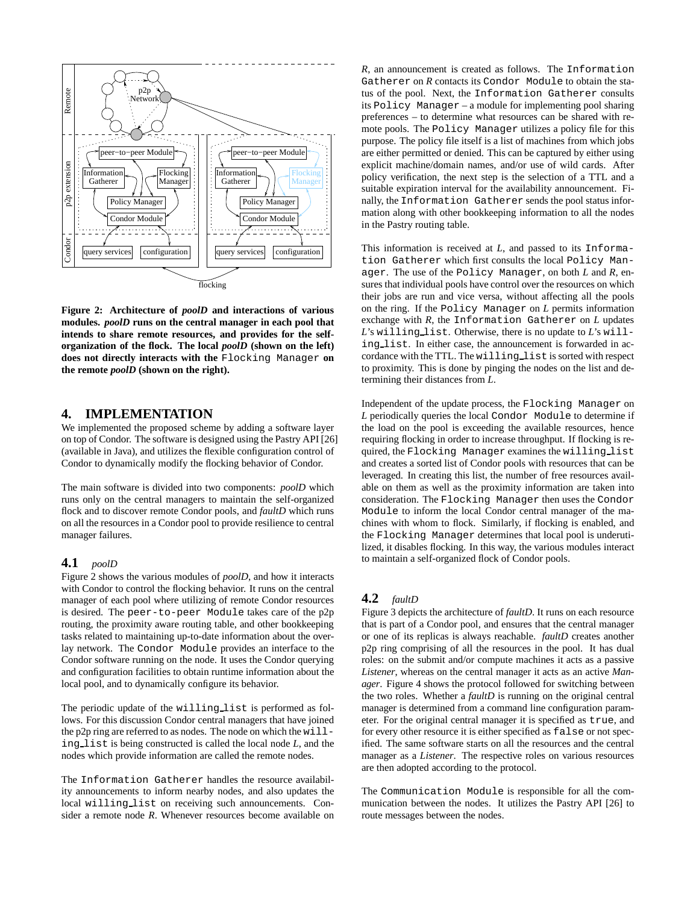Remote

p2p Network

p2p extension

peer−to−peer Module

Information Gatherer

Flocking Manager

Policy Manager

Condor Module

Condor

query services

configuration

peer−to−peer Module

Information Gatherer

Flocking Manager

Policy Manager

Condor Module

query services

configuration

flocking

**Figure 2: Architecture of *poolD* and interactions of various modules. *poolD* runs on the central manager in each pool that intends to share remote resources, and provides for the self-organization of the flock. The local *poolD* (shown on the left) does not directly interacts with the `Flocking Manager` on the remote *poolD* (shown on the right).**

# 4. IMPLEMENTATION

We implemented the proposed scheme by adding a software layer on top of Condor. The software is designed using the Pastry API [26] (available in Java), and utilizes the flexible configuration control of Condor to dynamically modify the flocking behavior of Condor.

The main software is divided into two components: *poolD* which runs only on the central managers to maintain the self-organized flock and to discover remote Condor pools, and *faultD* which runs on all the resources in a Condor pool to provide resilience to central manager failures.

## 4.1 *poolD*

Figure 2 shows the various modules of *poolD*, and how it interacts with Condor to control the flocking behavior. It runs on the central manager of each pool where utilizing of remote Condor resources is desired. The `peer-to-peer Module` takes care of the p2p routing, the proximity aware routing table, and other bookkeeping tasks related to maintaining up-to-date information about the overlay network. The `Condor Module` provides an interface to the Condor software running on the node. It uses the Condor querying and configuration facilities to obtain runtime information about the local pool, and to dynamically configure its behavior.

The periodic update of the `willing_list` is performed as follows. For this discussion Condor central managers that have joined the p2p ring are referred to as nodes. The node on which the `willing_list` is being constructed is called the local node *L*, and the nodes which provide information are called the remote nodes.

The `Information Gatherer` handles the resource availability announcements to inform nearby nodes, and also updates the local `willing_list` on receiving such announcements. Consider a remote node *R*. Whenever resources become available on *R*, an announcement is created as follows. The `Information Gatherer` on *R* contacts its `Condor Module` to obtain the status of the pool. Next, the `Information Gatherer` consults its `Policy Manager` – a module for implementing pool sharing preferences – to determine what resources can be shared with remote pools. The `Policy Manager` utilizes a policy file for this purpose. The policy file itself is a list of machines from which jobs are either permitted or denied. This can be captured by either using explicit machine/domain names, and/or use of wild cards. After policy verification, the next step is the selection of a TTL and a suitable expiration interval for the availability announcement. Finally, the `Information Gatherer` sends the pool status information along with other bookkeeping information to all the nodes in the Pastry routing table.

This information is received at *L*, and passed to its `Information Gatherer` which first consults the local `Policy Manager`. The use of the `Policy Manager`, on both *L* and *R*, ensures that individual pools have control over the resources on which their jobs are run and vice versa, without affecting all the pools on the ring. If the `Policy Manager` on *L* permits information exchange with *R*, the `Information Gatherer` on *L* updates *L*'s `willing_list`. Otherwise, there is no update to *L*'s `willing_list`. In either case, the announcement is forwarded in accordance with the TTL. The `willing_list` is sorted with respect to proximity. This is done by pinging the nodes on the list and determining their distances from *L*.

Independent of the update process, the `Flocking Manager` on *L* periodically queries the local `Condor Module` to determine if the load on the pool is exceeding the available resources, hence requiring flocking in order to increase throughput. If flocking is required, the `Flocking Manager` examines the `willing_list` and creates a sorted list of Condor pools with resources that can be leveraged. In creating this list, the number of free resources available on them as well as the proximity information are taken into consideration. The `Flocking Manager` then uses the `Condor Module` to inform the local Condor central manager of the machines with whom to flock. Similarly, if flocking is enabled, and the `Flocking Manager` determines that local pool is underutilized, it disables flocking. In this way, the various modules interact to maintain a self-organized flock of Condor pools.

## 4.2 *faultD*

Figure 3 depicts the architecture of *faultD*. It runs on each resource that is part of a Condor pool, and ensures that the central manager or one of its replicas is always reachable. *faultD* creates another p2p ring comprising of all the resources in the pool. It has dual roles: on the submit and/or compute machines it acts as a passive *Listener*, whereas on the central manager it acts as an active *Manager*. Figure 4 shows the protocol followed for switching between the two roles. Whether a *faultD* is running on the original central manager is determined from a command line configuration parameter. For the original central manager it is specified as `true`, and for every other resource it is either specified as `false` or not specified. The same software starts on all the resources and the central manager as a *Listener*. The respective roles on various resources are then adopted according to the protocol.

The `Communication Module` is responsible for all the communication between the nodes. It utilizes the Pastry API [26] to route messages between the nodes.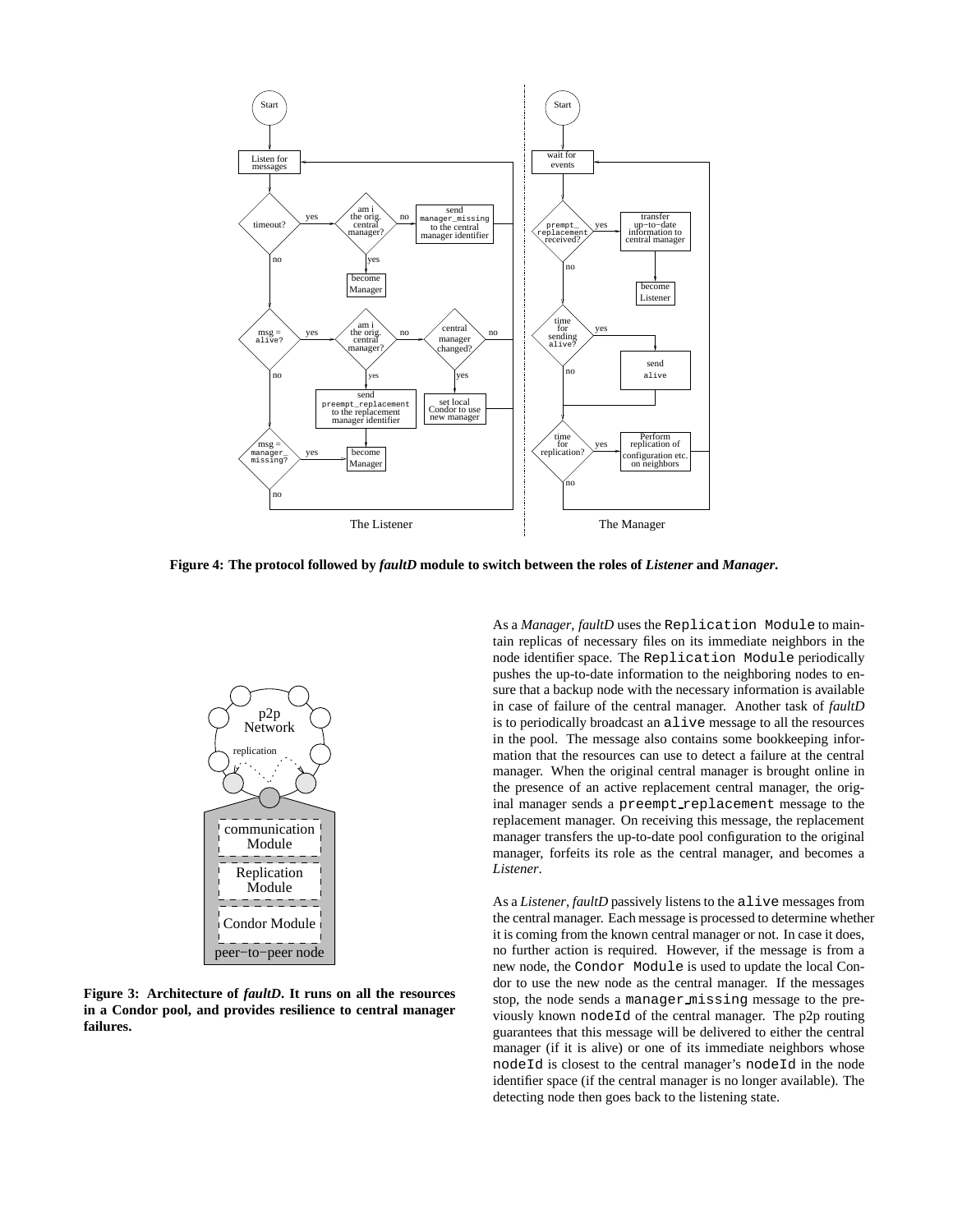Start

Listen for messages

timeout?

yes

am i the orig. central manager?

no

send manager_missing to the central manager identifier

yes

become Manager

no

msg = alive?

yes

am i the orig. central manager?

no

central manager changed?

no

yes

send preempt_replacement to the replacement manager identifier

yes

set local Condor to use new manager

no

msg = manager_missing?

yes

become Manager

no

The Listener

Start

wait for events

prempt_replacement received?

yes

transfer up-to-date information to central manager

become Listener

no

time for sending alive?

yes

send alive

no

time for replication?

yes

Perform replication of configuration etc. on neighbors

no

The Manager

**Figure 4: The protocol followed by *faultD* module to switch between the roles of *Listener* and *Manager*.**

p2p Network

replication

communication Module

Replication Module

Condor Module

peer−to−peer node

**Figure 3: Architecture of *faultD*. It runs on all the resources in a Condor pool, and provides resilience to central manager failures.**

As a *Manager*, *faultD* uses the Replication Module to maintain replicas of necessary files on its immediate neighbors in the node identifier space. The Replication Module periodically pushes the up-to-date information to the neighboring nodes to ensure that a backup node with the necessary information is available in case of failure of the central manager. Another task of *faultD* is to periodically broadcast an alive message to all the resources in the pool. The message also contains some bookkeeping information that the resources can use to detect a failure at the central manager. When the original central manager is brought online in the presence of an active replacement central manager, the original manager sends a preempt_replacement message to the replacement manager. On receiving this message, the replacement manager transfers the up-to-date pool configuration to the original manager, forfeits its role as the central manager, and becomes a *Listener*.

As a *Listener*, *faultD* passively listens to the alive messages from the central manager. Each message is processed to determine whether it is coming from the known central manager or not. In case it does, no further action is required. However, if the message is from a new node, the Condor Module is used to update the local Condor to use the new node as the central manager. If the messages stop, the node sends a manager_missing message to the previously known nodeId of the central manager. The p2p routing guarantees that this message will be delivered to either the central manager (if it is alive) or one of its immediate neighbors whose nodeId is closest to the central manager's nodeId in the node identifier space (if the central manager is no longer available). The detecting node then goes back to the listening state.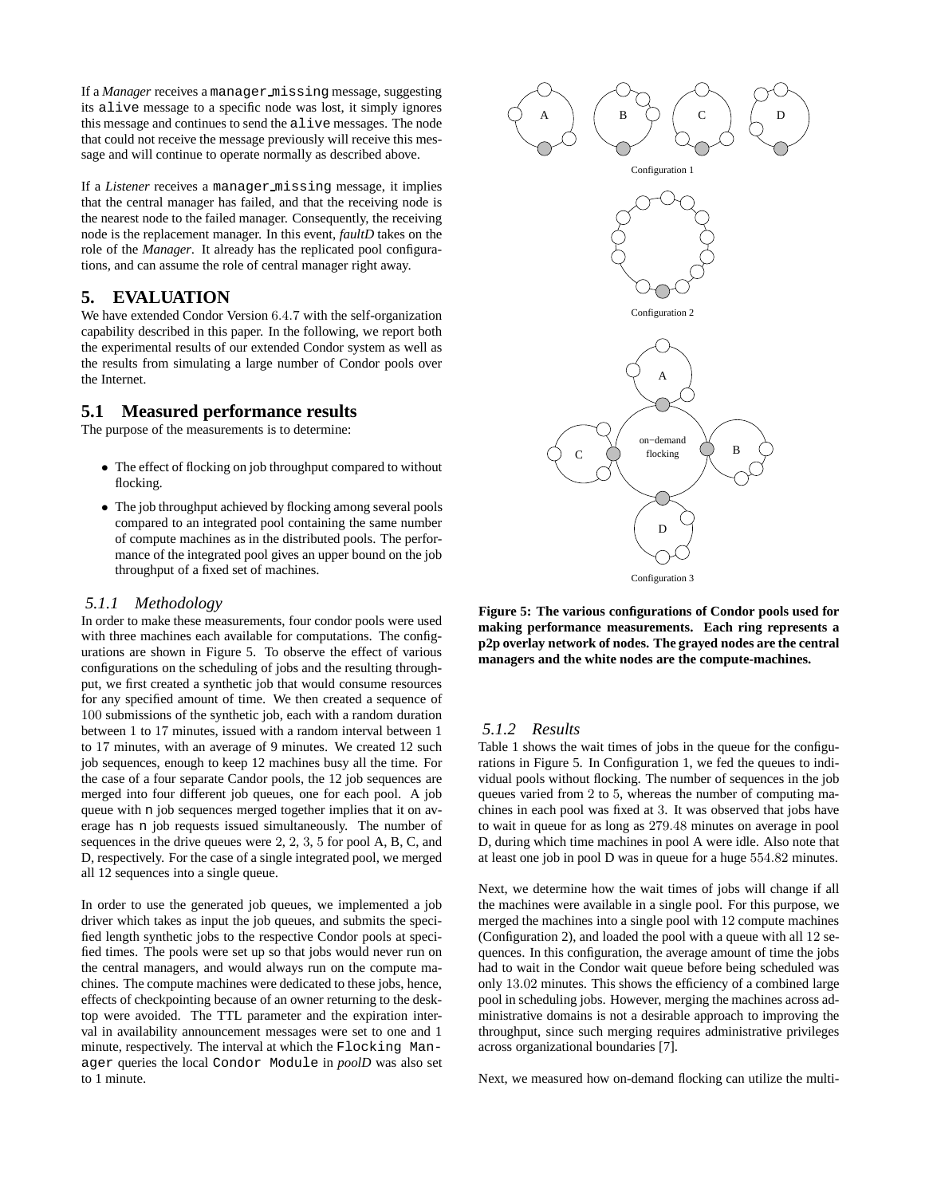If a *Manager* receives a `manager_missing` message, suggesting its `alive` message to a specific node was lost, it simply ignores this message and continues to send the `alive` messages. The node that could not receive the message previously will receive this message and will continue to operate normally as described above.

If a *Listener* receives a `manager_missing` message, it implies that the central manager has failed, and that the receiving node is the nearest node to the failed manager. Consequently, the receiving node is the replacement manager. In this event, *faultD* takes on the role of the *Manager*. It already has the replicated pool configurations, and can assume the role of central manager right away.

## 5. EVALUATION

We have extended Condor Version 6.4.7 with the self-organization capability described in this paper. In the following, we report both the experimental results of our extended Condor system as well as the results from simulating a large number of Condor pools over the Internet.

### 5.1 Measured performance results

The purpose of the measurements is to determine:

- The effect of flocking on job throughput compared to without flocking.
- The job throughput achieved by flocking among several pools compared to an integrated pool containing the same number of compute machines as in the distributed pools. The performance of the integrated pool gives an upper bound on the job throughput of a fixed set of machines.

#### *5.1.1 Methodology*

In order to make these measurements, four condor pools were used with three machines each available for computations. The configurations are shown in Figure 5. To observe the effect of various configurations on the scheduling of jobs and the resulting throughput, we first created a synthetic job that would consume resources for any specified amount of time. We then created a sequence of 100 submissions of the synthetic job, each with a random duration between 1 to 17 minutes, issued with a random interval between 1 to 17 minutes, with an average of 9 minutes. We created 12 such job sequences, enough to keep 12 machines busy all the time. For the case of a four separate Candor pools, the 12 job sequences are merged into four different job queues, one for each pool. A job queue with `n` job sequences merged together implies that it on average has `n` job requests issued simultaneously. The number of sequences in the drive queues were 2, 2, 3, 5 for pool A, B, C, and D, respectively. For the case of a single integrated pool, we merged all 12 sequences into a single queue.

In order to use the generated job queues, we implemented a job driver which takes as input the job queues, and submits the specified length synthetic jobs to the respective Condor pools at specified times. The pools were set up so that jobs would never run on the central managers, and would always run on the compute machines. The compute machines were dedicated to these jobs, hence, effects of checkpointing because of an owner returning to the desktop were avoided. The TTL parameter and the expiration interval in availability announcement messages were set to one and 1 minute, respectively. The interval at which the `Flocking Manager` queries the local `Condor Module` in *poolD* was also set to 1 minute.

A
B
C
D
Configuration 1

Configuration 2

A
on−demand flocking
C
B
D
Configuration 3

**Figure 5: The various configurations of Condor pools used for making performance measurements. Each ring represents a p2p overlay network of nodes. The grayed nodes are the central managers and the white nodes are the compute-machines.**

#### *5.1.2 Results*

Table 1 shows the wait times of jobs in the queue for the configurations in Figure 5. In Configuration 1, we fed the queues to individual pools without flocking. The number of sequences in the job queues varied from 2 to 5, whereas the number of computing machines in each pool was fixed at 3. It was observed that jobs have to wait in queue for as long as 279.48 minutes on average in pool D, during which time machines in pool A were idle. Also note that at least one job in pool D was in queue for a huge 554.82 minutes.

Next, we determine how the wait times of jobs will change if all the machines were available in a single pool. For this purpose, we merged the machines into a single pool with 12 compute machines (Configuration 2), and loaded the pool with a queue with all 12 sequences. In this configuration, the average amount of time the jobs had to wait in the Condor wait queue before being scheduled was only 13.02 minutes. This shows the efficiency of a combined large pool in scheduling jobs. However, merging the machines across administrative domains is not a desirable approach to improving the throughput, since such merging requires administrative privileges across organizational boundaries [7].

Next, we measured how on-demand flocking can utilize the multi-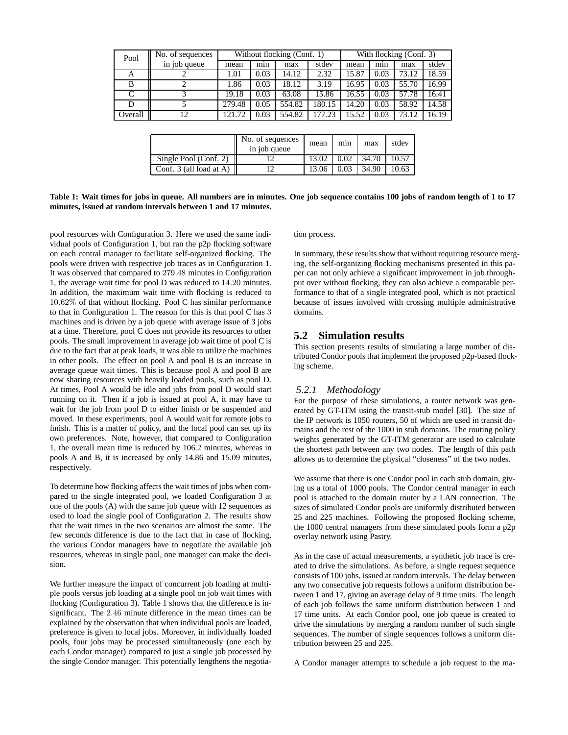| Pool | No. of sequences in job queue | Without flocking (Conf. 1) | | | | With flocking (Conf. 3) | | | |
|---|---|---|---|---|---|---|---|---|---|
| | | mean | min | max | stdev | mean | min | max | stdev |
| A | 2 | 1.01 | 0.03 | 14.12 | 2.32 | 15.87 | 0.03 | 73.12 | 18.59 |
| B | 2 | 1.86 | 0.03 | 18.12 | 3.19 | 16.95 | 0.03 | 55.70 | 16.99 |
| C | 3 | 19.18 | 0.03 | 63.08 | 15.86 | 16.55 | 0.03 | 57.78 | 16.41 |
| D | 5 | 279.48 | 0.05 | 554.82 | 180.15 | 14.20 | 0.03 | 58.92 | 14.58 |
| Overall | 12 | 121.72 | 0.03 | 554.82 | 177.23 | 15.52 | 0.03 | 73.12 | 16.19 |

| | No. of sequences in job queue | mean | min | max | stdev |
|---|---|---|---|---|---|
| Single Pool (Conf. 2) | 12 | 13.02 | 0.02 | 34.70 | 10.57 |
| Conf. 3 (all load at A) | 12 | 13.06 | 0.03 | 34.90 | 10.63 |

**Table 1: Wait times for jobs in queue. All numbers are in minutes. One job sequence contains 100 jobs of random length of 1 to 17 minutes, issued at random intervals between 1 and 17 minutes.**

pool resources with Configuration 3. Here we used the same individual pools of Configuration 1, but ran the p2p flocking software on each central manager to facilitate self-organized flocking. The pools were driven with respective job traces as in Configuration 1. It was observed that compared to $279.48$ minutes in Configuration 1, the average wait time for pool D was reduced to $14.20$ minutes. In addition, the maximum wait time with flocking is reduced to $10.62\%$ of that without flocking. Pool C has similar performance to that in Configuration 1. The reason for this is that pool C has $3$ machines and is driven by a job queue with average issue of $3$ jobs at a time. Therefore, pool C does not provide its resources to other pools. The small improvement in average job wait time of pool C is due to the fact that at peak loads, it was able to utilize the machines in other pools. The effect on pool A and pool B is an increase in average queue wait times. This is because pool A and pool B are now sharing resources with heavily loaded pools, such as pool D. At times, Pool A would be idle and jobs from pool D would start running on it. Then if a job is issued at pool A, it may have to wait for the job from pool D to either finish or be suspended and moved. In these experiments, pool A would wait for remote jobs to finish. This is a matter of policy, and the local pool can set up its own preferences. Note, however, that compared to Configuration 1, the overall mean time is reduced by 106.2 minutes, whereas in pools A and B, it is increased by only 14.86 and 15.09 minutes, respectively.

To determine how flocking affects the wait times of jobs when compared to the single integrated pool, we loaded Configuration 3 at one of the pools (A) with the same job queue with 12 sequences as used to load the single pool of Configuration 2. The results show that the wait times in the two scenarios are almost the same. The few seconds difference is due to the fact that in case of flocking, the various Condor managers have to negotiate the available job resources, whereas in single pool, one manager can make the decision.

We further measure the impact of concurrent job loading at multiple pools versus job loading at a single pool on job wait times with flocking (Configuration 3). Table 1 shows that the difference is insignificant. The $2.46$ minute difference in the mean times can be explained by the observation that when individual pools are loaded, preference is given to local jobs. Moreover, in individually loaded pools, four jobs may be processed simultaneously (one each by each Condor manager) compared to just a single job processed by the single Condor manager. This potentially lengthens the negotiation process.

In summary, these results show that without requiring resource merging, the self-organizing flocking mechanisms presented in this paper can not only achieve a significant improvement in job throughput over without flocking, they can also achieve a comparable performance to that of a single integrated pool, which is not practical because of issues involved with crossing multiple administrative domains.

## 5.2 Simulation results

This section presents results of simulating a large number of distributed Condor pools that implement the proposed p2p-based flocking scheme.

### *5.2.1 Methodology*

For the purpose of these simulations, a router network was generated by GT-ITM using the transit-stub model [30]. The size of the IP network is 1050 routers, 50 of which are used in transit domains and the rest of the 1000 in stub domains. The routing policy weights generated by the GT-ITM generator are used to calculate the shortest path between any two nodes. The length of this path allows us to determine the physical "closeness" of the two nodes.

We assume that there is one Condor pool in each stub domain, giving us a total of 1000 pools. The Condor central manager in each pool is attached to the domain router by a LAN connection. The sizes of simulated Condor pools are uniformly distributed between 25 and 225 machines. Following the proposed flocking scheme, the 1000 central managers from these simulated pools form a p2p overlay network using Pastry.

As in the case of actual measurements, a synthetic job trace is created to drive the simulations. As before, a single request sequence consists of 100 jobs, issued at random intervals. The delay between any two consecutive job requests follows a uniform distribution between 1 and 17, giving an average delay of 9 time units. The length of each job follows the same uniform distribution between 1 and 17 time units. At each Condor pool, one job queue is created to drive the simulations by merging a random number of such single sequences. The number of single sequences follows a uniform distribution between 25 and 225.

A Condor manager attempts to schedule a job request to the ma-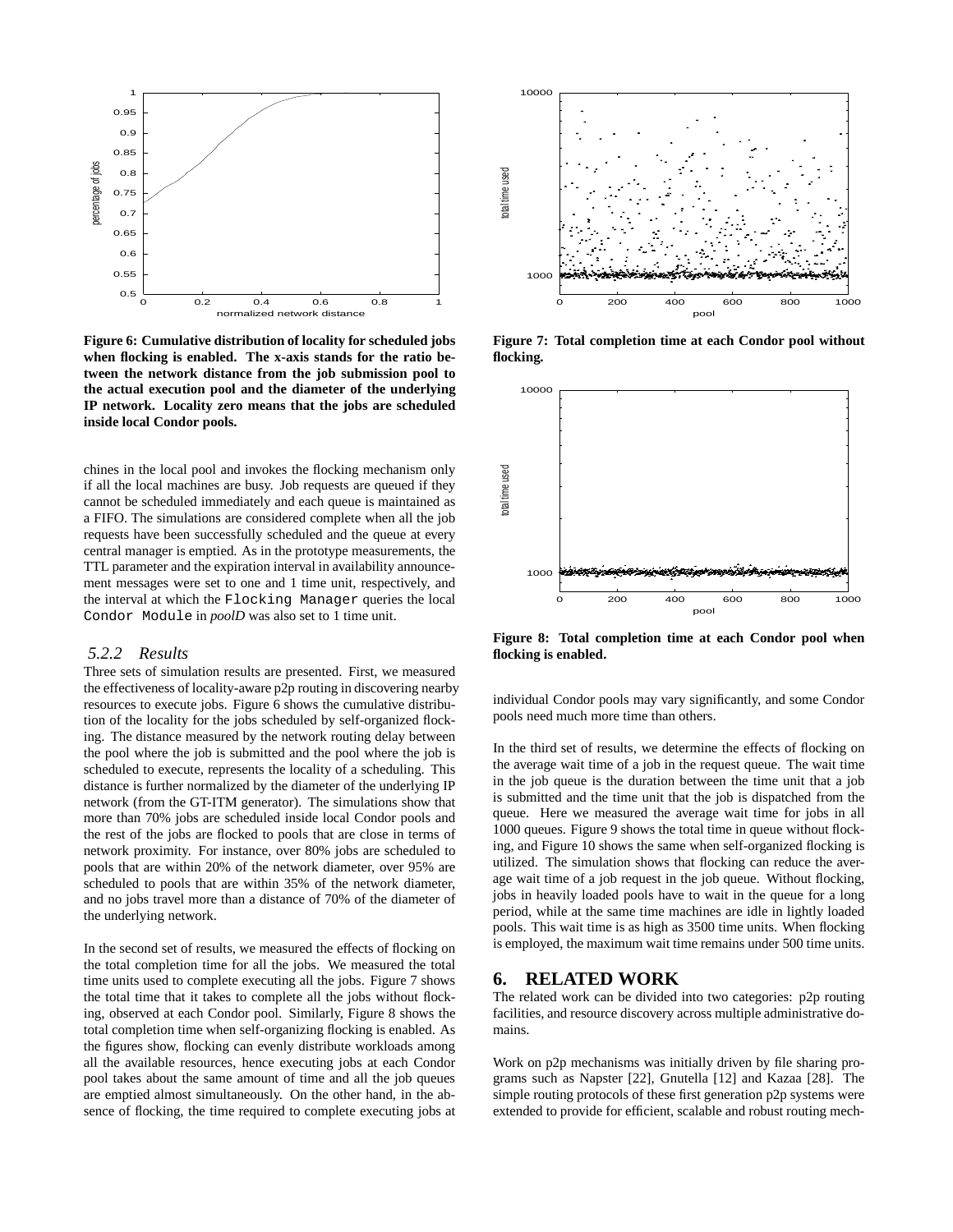1
0.95
0.9
0.85
0.8
0.75
0.7
0.65
0.6
0.55
0.5
0
0.2
0.4
0.6
0.8
1
percentage of jobs
normalized network distance

**Figure 6: Cumulative distribution of locality for scheduled jobs when flocking is enabled. The x-axis stands for the ratio between the network distance from the job submission pool to the actual execution pool and the diameter of the underlying IP network. Locality zero means that the jobs are scheduled inside local Condor pools.**

10000
1000
0
200
400
600
800
1000
total time used
pool

**Figure 7: Total completion time at each Condor pool without flocking.**

10000
1000
0
200
400
600
800
1000
total time used
pool

**Figure 8: Total completion time at each Condor pool when flocking is enabled.**

chines in the local pool and invokes the flocking mechanism only if all the local machines are busy. Job requests are queued if they cannot be scheduled immediately and each queue is maintained as a FIFO. The simulations are considered complete when all the job requests have been successfully scheduled and the queue at every central manager is emptied. As in the prototype measurements, the TTL parameter and the expiration interval in availability announcement messages were set to one and 1 time unit, respectively, and the interval at which the `Flocking Manager` queries the local `Condor Module` in *poolD* was also set to 1 time unit.

### *5.2.2 Results*

Three sets of simulation results are presented. First, we measured the effectiveness of locality-aware p2p routing in discovering nearby resources to execute jobs. Figure 6 shows the cumulative distribution of the locality for the jobs scheduled by self-organized flocking. The distance measured by the network routing delay between the pool where the job is submitted and the pool where the job is scheduled to execute, represents the locality of a scheduling. This distance is further normalized by the diameter of the underlying IP network (from the GT-ITM generator). The simulations show that more than 70% jobs are scheduled inside local Condor pools and the rest of the jobs are flocked to pools that are close in terms of network proximity. For instance, over 80% jobs are scheduled to pools that are within 20% of the network diameter, over 95% are scheduled to pools that are within 35% of the network diameter, and no jobs travel more than a distance of 70% of the diameter of the underlying network.

In the second set of results, we measured the effects of flocking on the total completion time for all the jobs. We measured the total time units used to complete executing all the jobs. Figure 7 shows the total time that it takes to complete all the jobs without flocking, observed at each Condor pool. Similarly, Figure 8 shows the total completion time when self-organizing flocking is enabled. As the figures show, flocking can evenly distribute workloads among all the available resources, hence executing jobs at each Condor pool takes about the same amount of time and all the job queues are emptied almost simultaneously. On the other hand, in the absence of flocking, the time required to complete executing jobs at individual Condor pools may vary significantly, and some Condor pools need much more time than others.

In the third set of results, we determine the effects of flocking on the average wait time of a job in the request queue. The wait time in the job queue is the duration between the time unit that a job is submitted and the time unit that the job is dispatched from the queue. Here we measured the average wait time for jobs in all 1000 queues. Figure 9 shows the total time in queue without flocking, and Figure 10 shows the same when self-organized flocking is utilized. The simulation shows that flocking can reduce the average wait time of a job request in the job queue. Without flocking, jobs in heavily loaded pools have to wait in the queue for a long period, while at the same time machines are idle in lightly loaded pools. This wait time is as high as 3500 time units. When flocking is employed, the maximum wait time remains under 500 time units.

## 6. RELATED WORK

The related work can be divided into two categories: p2p routing facilities, and resource discovery across multiple administrative domains.

Work on p2p mechanisms was initially driven by file sharing programs such as Napster [22], Gnutella [12] and Kazaa [28]. The simple routing protocols of these first generation p2p systems were extended to provide for efficient, scalable and robust routing mech-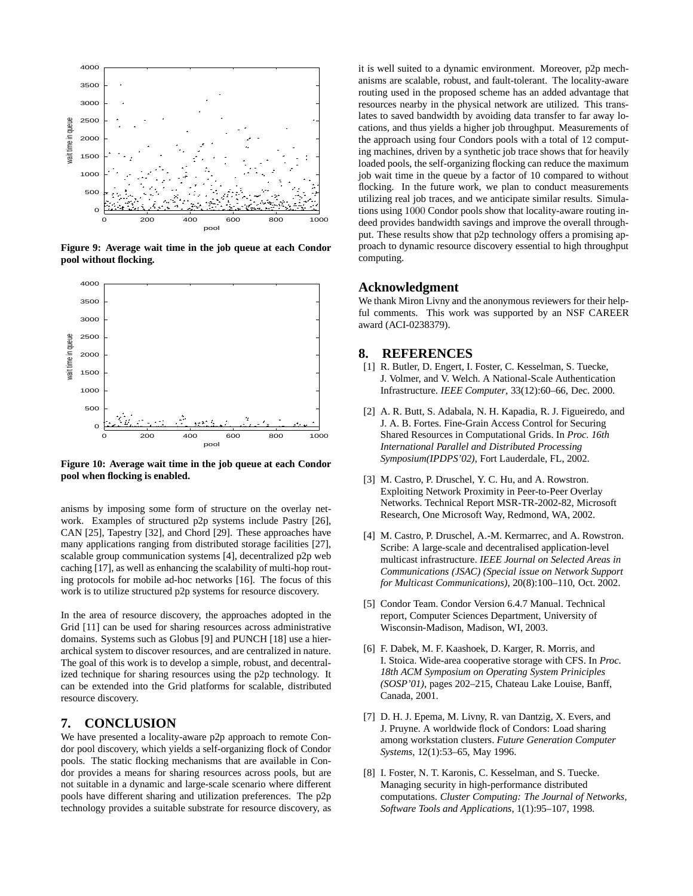Figure 9: **Average wait time in the job queue at each Condor pool without flocking.**

Figure 10: **Average wait time in the job queue at each Condor pool when flocking is enabled.**

anisms by imposing some form of structure on the overlay network. Examples of structured p2p systems include Pastry [26], CAN [25], Tapestry [32], and Chord [29]. These approaches have many applications ranging from distributed storage facilities [27], scalable group communication systems [4], decentralized p2p web caching [17], as well as enhancing the scalability of multi-hop routing protocols for mobile ad-hoc networks [16]. The focus of this work is to utilize structured p2p systems for resource discovery.

In the area of resource discovery, the approaches adopted in the Grid [11] can be used for sharing resources across administrative domains. Systems such as Globus [9] and PUNCH [18] use a hierarchical system to discover resources, and are centralized in nature. The goal of this work is to develop a simple, robust, and decentralized technique for sharing resources using the p2p technology. It can be extended into the Grid platforms for scalable, distributed resource discovery.

## 7. CONCLUSION

We have presented a locality-aware p2p approach to remote Condor pool discovery, which yields a self-organizing flock of Condor pools. The static flocking mechanisms that are available in Condor provides a means for sharing resources across pools, but are not suitable in a dynamic and large-scale scenario where different pools have different sharing and utilization preferences. The p2p technology provides a suitable substrate for resource discovery, as it is well suited to a dynamic environment. Moreover, p2p mechanisms are scalable, robust, and fault-tolerant. The locality-aware routing used in the proposed scheme has an added advantage that resources nearby in the physical network are utilized. This translates to saved bandwidth by avoiding data transfer to far away locations, and thus yields a higher job throughput. Measurements of the approach using four Condors pools with a total of 12 computing machines, driven by a synthetic job trace shows that for heavily loaded pools, the self-organizing flocking can reduce the maximum job wait time in the queue by a factor of 10 compared to without flocking. In the future work, we plan to conduct measurements utilizing real job traces, and we anticipate similar results. Simulations using 1000 Condor pools show that locality-aware routing indeed provides bandwidth savings and improve the overall throughput. These results show that p2p technology offers a promising approach to dynamic resource discovery essential to high throughput computing.

## Acknowledgment

We thank Miron Livny and the anonymous reviewers for their helpful comments. This work was supported by an NSF CAREER award (ACI-0238379).

## 8. REFERENCES

[1] R. Butler, D. Engert, I. Foster, C. Kesselman, S. Tuecke, J. Volmer, and V. Welch. A National-Scale Authentication Infrastructure. *IEEE Computer*, 33(12):60–66, Dec. 2000.

[2] A. R. Butt, S. Adabala, N. H. Kapadia, R. J. Figueiredo, and J. A. B. Fortes. Fine-Grain Access Control for Securing Shared Resources in Computational Grids. In *Proc. 16th International Parallel and Distributed Processing Symposium(IPDPS'02)*, Fort Lauderdale, FL, 2002.

[3] M. Castro, P. Druschel, Y. C. Hu, and A. Rowstron. Exploiting Network Proximity in Peer-to-Peer Overlay Networks. Technical Report MSR-TR-2002-82, Microsoft Research, One Microsoft Way, Redmond, WA, 2002.

[4] M. Castro, P. Druschel, A.-M. Kermarrec, and A. Rowstron. Scribe: A large-scale and decentralised application-level multicast infrastructure. *IEEE Journal on Selected Areas in Communications (JSAC) (Special issue on Network Support for Multicast Communications)*, 20(8):100–110, Oct. 2002.

[5] Condor Team. Condor Version 6.4.7 Manual. Technical report, Computer Sciences Department, University of Wisconsin-Madison, Madison, WI, 2003.

[6] F. Dabek, M. F. Kaashoek, D. Karger, R. Morris, and I. Stoica. Wide-area cooperative storage with CFS. In *Proc. 18th ACM Symposium on Operating System Priniciples (SOSP'01)*, pages 202–215, Chateau Lake Louise, Banff, Canada, 2001.

[7] D. H. J. Epema, M. Livny, R. van Dantzig, X. Evers, and J. Pruyne. A worldwide flock of Condors: Load sharing among workstation clusters. *Future Generation Computer Systems*, 12(1):53–65, May 1996.

[8] I. Foster, N. T. Karonis, C. Kesselman, and S. Tuecke. Managing security in high-performance distributed computations. *Cluster Computing: The Journal of Networks, Software Tools and Applications*, 1(1):95–107, 1998.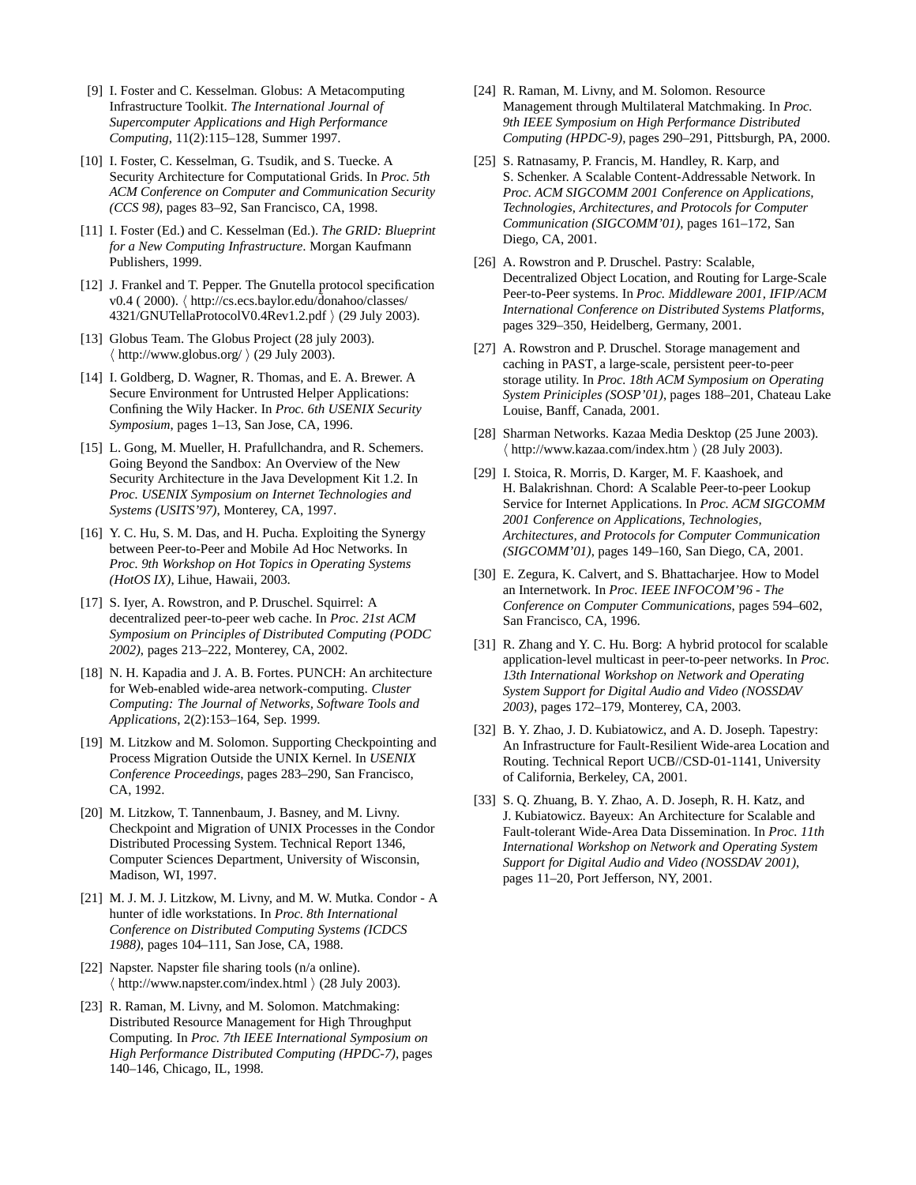[9] I. Foster and C. Kesselman. Globus: A Metacomputing Infrastructure Toolkit. *The International Journal of Supercomputer Applications and High Performance Computing*, 11(2):115–128, Summer 1997.

[10] I. Foster, C. Kesselman, G. Tsudik, and S. Tuecke. A Security Architecture for Computational Grids. In *Proc. 5th ACM Conference on Computer and Communication Security (CCS 98)*, pages 83–92, San Francisco, CA, 1998.

[11] I. Foster (Ed.) and C. Kesselman (Ed.). *The GRID: Blueprint for a New Computing Infrastructure*. Morgan Kaufmann Publishers, 1999.

[12] J. Frankel and T. Pepper. The Gnutella protocol specification v0.4 ( 2000). ⟨ http://cs.ecs.baylor.edu/donahoo/classes/4321/GNUTellaProtocolV0.4Rev1.2.pdf ⟩ (29 July 2003).

[13] Globus Team. The Globus Project (28 july 2003). ⟨ http://www.globus.org/ ⟩ (29 July 2003).

[14] I. Goldberg, D. Wagner, R. Thomas, and E. A. Brewer. A Secure Environment for Untrusted Helper Applications: Confining the Wily Hacker. In *Proc. 6th USENIX Security Symposium*, pages 1–13, San Jose, CA, 1996.

[15] L. Gong, M. Mueller, H. Prafullchandra, and R. Schemers. Going Beyond the Sandbox: An Overview of the New Security Architecture in the Java Development Kit 1.2. In *Proc. USENIX Symposium on Internet Technologies and Systems (USITS'97)*, Monterey, CA, 1997.

[16] Y. C. Hu, S. M. Das, and H. Pucha. Exploiting the Synergy between Peer-to-Peer and Mobile Ad Hoc Networks. In *Proc. 9th Workshop on Hot Topics in Operating Systems (HotOS IX)*, Lihue, Hawaii, 2003.

[17] S. Iyer, A. Rowstron, and P. Druschel. Squirrel: A decentralized peer-to-peer web cache. In *Proc. 21st ACM Symposium on Principles of Distributed Computing (PODC 2002)*, pages 213–222, Monterey, CA, 2002.

[18] N. H. Kapadia and J. A. B. Fortes. PUNCH: An architecture for Web-enabled wide-area network-computing. *Cluster Computing: The Journal of Networks, Software Tools and Applications*, 2(2):153–164, Sep. 1999.

[19] M. Litzkow and M. Solomon. Supporting Checkpointing and Process Migration Outside the UNIX Kernel. In *USENIX Conference Proceedings*, pages 283–290, San Francisco, CA, 1992.

[20] M. Litzkow, T. Tannenbaum, J. Basney, and M. Livny. Checkpoint and Migration of UNIX Processes in the Condor Distributed Processing System. Technical Report 1346, Computer Sciences Department, University of Wisconsin, Madison, WI, 1997.

[21] M. J. M. J. Litzkow, M. Livny, and M. W. Mutka. Condor - A hunter of idle workstations. In *Proc. 8th International Conference on Distributed Computing Systems (ICDCS 1988)*, pages 104–111, San Jose, CA, 1988.

[22] Napster. Napster file sharing tools (n/a online). ⟨ http://www.napster.com/index.html ⟩ (28 July 2003).

[23] R. Raman, M. Livny, and M. Solomon. Matchmaking: Distributed Resource Management for High Throughput Computing. In *Proc. 7th IEEE International Symposium on High Performance Distributed Computing (HPDC-7)*, pages 140–146, Chicago, IL, 1998.

[24] R. Raman, M. Livny, and M. Solomon. Resource Management through Multilateral Matchmaking. In *Proc. 9th IEEE Symposium on High Performance Distributed Computing (HPDC-9)*, pages 290–291, Pittsburgh, PA, 2000.

[25] S. Ratnasamy, P. Francis, M. Handley, R. Karp, and S. Schenker. A Scalable Content-Addressable Network. In *Proc. ACM SIGCOMM 2001 Conference on Applications, Technologies, Architectures, and Protocols for Computer Communication (SIGCOMM'01)*, pages 161–172, San Diego, CA, 2001.

[26] A. Rowstron and P. Druschel. Pastry: Scalable, Decentralized Object Location, and Routing for Large-Scale Peer-to-Peer systems. In *Proc. Middleware 2001, IFIP/ACM International Conference on Distributed Systems Platforms*, pages 329–350, Heidelberg, Germany, 2001.

[27] A. Rowstron and P. Druschel. Storage management and caching in PAST, a large-scale, persistent peer-to-peer storage utility. In *Proc. 18th ACM Symposium on Operating System Priniciples (SOSP'01)*, pages 188–201, Chateau Lake Louise, Banff, Canada, 2001.

[28] Sharman Networks. Kazaa Media Desktop (25 June 2003). ⟨ http://www.kazaa.com/index.htm ⟩ (28 July 2003).

[29] I. Stoica, R. Morris, D. Karger, M. F. Kaashoek, and H. Balakrishnan. Chord: A Scalable Peer-to-peer Lookup Service for Internet Applications. In *Proc. ACM SIGCOMM 2001 Conference on Applications, Technologies, Architectures, and Protocols for Computer Communication (SIGCOMM'01)*, pages 149–160, San Diego, CA, 2001.

[30] E. Zegura, K. Calvert, and S. Bhattacharjee. How to Model an Internetwork. In *Proc. IEEE INFOCOM'96 - The Conference on Computer Communications*, pages 594–602, San Francisco, CA, 1996.

[31] R. Zhang and Y. C. Hu. Borg: A hybrid protocol for scalable application-level multicast in peer-to-peer networks. In *Proc. 13th International Workshop on Network and Operating System Support for Digital Audio and Video (NOSSDAV 2003)*, pages 172–179, Monterey, CA, 2003.

[32] B. Y. Zhao, J. D. Kubiatowicz, and A. D. Joseph. Tapestry: An Infrastructure for Fault-Resilient Wide-area Location and Routing. Technical Report UCB//CSD-01-1141, University of California, Berkeley, CA, 2001.

[33] S. Q. Zhuang, B. Y. Zhao, A. D. Joseph, R. H. Katz, and J. Kubiatowicz. Bayeux: An Architecture for Scalable and Fault-tolerant Wide-Area Data Dissemination. In *Proc. 11th International Workshop on Network and Operating System Support for Digital Audio and Video (NOSSDAV 2001)*, pages 11–20, Port Jefferson, NY, 2001.